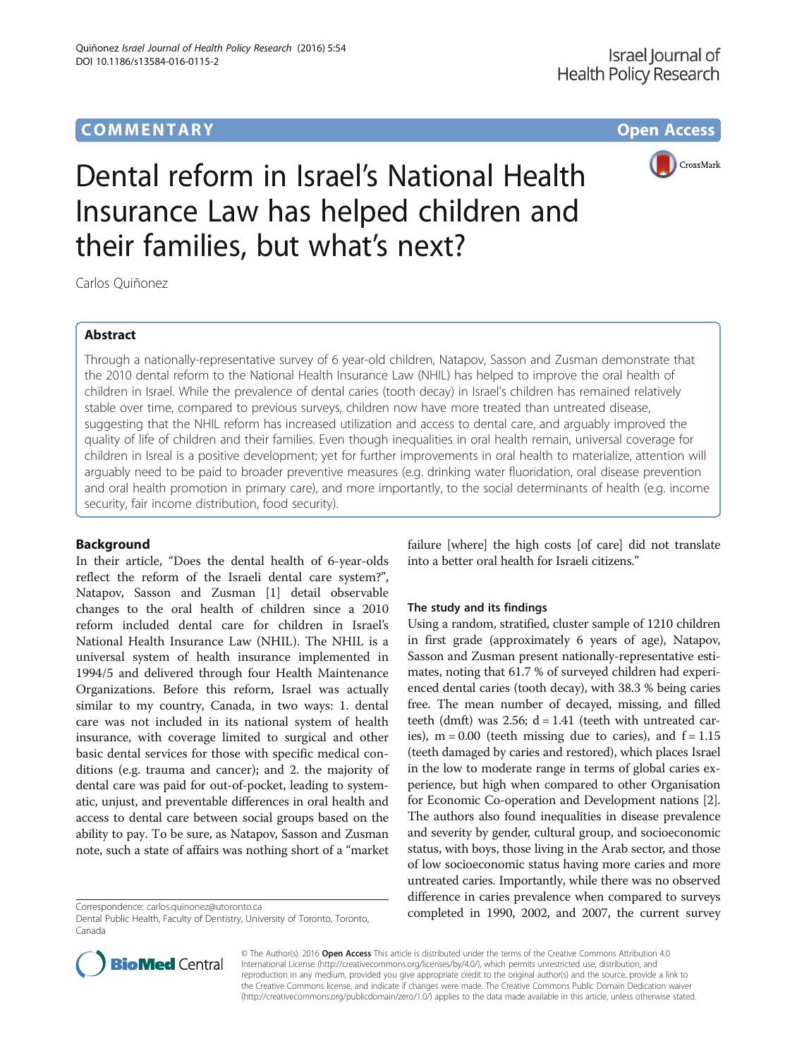COMMENTARY

Open Access

# Dental reform in Israel's National Health Insurance Law has helped children and their families, but what's next?

Carlos Quiñonez

## Abstract

Through a nationally-representative survey of 6 year-old children, Natapov, Sasson and Zusman demonstrate that the 2010 dental reform to the National Health Insurance Law (NHIL) has helped to improve the oral health of children in Israel. While the prevalence of dental caries (tooth decay) in Israel's children has remained relatively stable over time, compared to previous surveys, children now have more treated than untreated disease, suggesting that the NHIL reform has increased utilization and access to dental care, and arguably improved the quality of life of children and their families. Even though inequalities in oral health remain, universal coverage for children in Isreal is a positive development; yet for further improvements in oral health to materialize, attention will arguably need to be paid to broader preventive measures (e.g. drinking water fluoridation, oral disease prevention and oral health promotion in primary care), and more importantly, to the social determinants of health (e.g. income security, fair income distribution, food security).

## Background

In their article, "Does the dental health of 6-year-olds reflect the reform of the Israeli dental care system?", Natapov, Sasson and Zusman [1] detail observable changes to the oral health of children since a 2010 reform included dental care for children in Israel's National Health Insurance Law (NHIL). The NHIL is a universal system of health insurance implemented in 1994/5 and delivered through four Health Maintenance Organizations. Before this reform, Israel was actually similar to my country, Canada, in two ways: 1. dental care was not included in its national system of health insurance, with coverage limited to surgical and other basic dental services for those with specific medical conditions (e.g. trauma and cancer); and 2. the majority of dental care was paid for out-of-pocket, leading to systematic, unjust, and preventable differences in oral health and access to dental care between social groups based on the ability to pay. To be sure, as Natapov, Sasson and Zusman note, such a state of affairs was nothing short of a "market failure [where] the high costs [of care] did not translate into a better oral health for Israeli citizens."

### The study and its findings

Using a random, stratified, cluster sample of 1210 children in first grade (approximately 6 years of age), Natapov, Sasson and Zusman present nationally-representative estimates, noting that 61.7 % of surveyed children had experienced dental caries (tooth decay), with 38.3 % being caries free. The mean number of decayed, missing, and filled teeth (dmft) was 2.56; d = 1.41 (teeth with untreated caries), m = 0.00 (teeth missing due to caries), and f = 1.15 (teeth damaged by caries and restored), which places Israel in the low to moderate range in terms of global caries experience, but high when compared to other Organisation for Economic Co-operation and Development nations [2]. The authors also found inequalities in disease prevalence and severity by gender, cultural group, and socioeconomic status, with boys, those living in the Arab sector, and those of low socioeconomic status having more caries and more untreated caries. Importantly, while there was no observed difference in caries prevalence when compared to surveys completed in 1990, 2002, and 2007, the current survey

Correspondence: carlos.quinonez@utoronto.ca
Dental Public Health, Faculty of Dentistry, University of Toronto, Toronto, Canada

© The Author(s). 2016 **Open Access** This article is distributed under the terms of the Creative Commons Attribution 4.0 International License (http://creativecommons.org/licenses/by/4.0/), which permits unrestricted use, distribution, and reproduction in any medium, provided you give appropriate credit to the original author(s) and the source, provide a link to the Creative Commons license, and indicate if changes were made. The Creative Commons Public Domain Dedication waiver (http://creativecommons.org/publicdomain/zero/1.0/) applies to the data made available in this article, unless otherwise stated.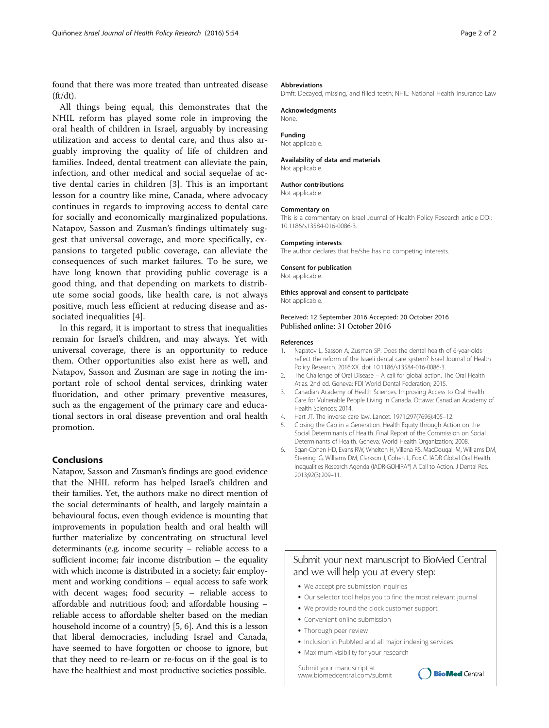found that there was more treated than untreated disease (ft/dt).

All things being equal, this demonstrates that the NHIL reform has played some role in improving the oral health of children in Israel, arguably by increasing utilization and access to dental care, and thus also arguably improving the quality of life of children and families. Indeed, dental treatment can alleviate the pain, infection, and other medical and social sequelae of active dental caries in children [3]. This is an important lesson for a country like mine, Canada, where advocacy continues in regards to improving access to dental care for socially and economically marginalized populations. Natapov, Sasson and Zusman's findings ultimately suggest that universal coverage, and more specifically, expansions to targeted public coverage, can alleviate the consequences of such market failures. To be sure, we have long known that providing public coverage is a good thing, and that depending on markets to distribute some social goods, like health care, is not always positive, much less efficient at reducing disease and associated inequalities [4].

In this regard, it is important to stress that inequalities remain for Israel's children, and may always. Yet with universal coverage, there is an opportunity to reduce them. Other opportunities also exist here as well, and Natapov, Sasson and Zusman are sage in noting the important role of school dental services, drinking water fluoridation, and other primary preventive measures, such as the engagement of the primary care and educational sectors in oral disease prevention and oral health promotion.

## Conclusions

Natapov, Sasson and Zusman's findings are good evidence that the NHIL reform has helped Israel's children and their families. Yet, the authors make no direct mention of the social determinants of health, and largely maintain a behavioural focus, even though evidence is mounting that improvements in population health and oral health will further materialize by concentrating on structural level determinants (e.g. income security – reliable access to a sufficient income; fair income distribution – the equality with which income is distributed in a society; fair employment and working conditions – equal access to safe work with decent wages; food security – reliable access to affordable and nutritious food; and affordable housing – reliable access to affordable shelter based on the median household income of a country) [5, 6]. And this is a lesson that liberal democracies, including Israel and Canada, have seemed to have forgotten or choose to ignore, but that they need to re-learn or re-focus on if the goal is to have the healthiest and most productive societies possible.

### Abbreviations

Dmft: Decayed, missing, and filled teeth; NHIL: National Health Insurance Law

### Acknowledgments

None.

### Funding

Not applicable.

### Availability of data and materials

Not applicable.

### Author contributions

Not applicable.

### Commentary on

This is a commentary on Israel Journal of Health Policy Research article DOI: 10.1186/s13584-016-0086-3.

### Competing interests

The author declares that he/she has no competing interests.

### Consent for publication

Not applicable.

### Ethics approval and consent to participate

Not applicable.

Received: 12 September 2016 Accepted: 20 October 2016
Published online: 31 October 2016

### References

1. Natapov L, Sasson A, Zusman SP. Does the dental health of 6-year-olds reflect the reform of the Israeli dental care system? Israel Journal of Health Policy Research. 2016:XX. doi: 10.1186/s13584-016-0086-3.
2. The Challenge of Oral Disease – A call for global action. The Oral Health Atlas. 2nd ed. Geneva: FDI World Dental Federation; 2015.
3. Canadian Academy of Health Sciences. Improving Access to Oral Health Care for Vulnerable People Living in Canada. Ottawa: Canadian Academy of Health Sciences; 2014.
4. Hart JT. The inverse care law. Lancet. 1971;297(7696):405–12.
5. Closing the Gap in a Generation. Health Equity through Action on the Social Determinants of Health. Final Report of the Commission on Social Determinants of Health. Geneva: World Health Organization; 2008.
6. Sgan-Cohen HD, Evans RW, Whelton H, Villena RS, MacDougall M, Williams DM, Steering IG, Williams DM, Clarkson J, Cohen L, Fox C. IADR Global Oral Health Inequalities Research Agenda (IADR-GOHIRA®) A Call to Action. J Dental Res. 2013;92(3):209–11.